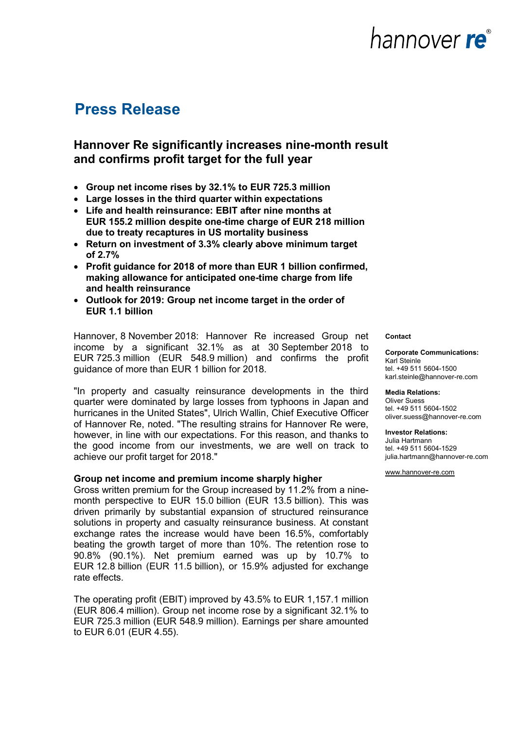hannover re®

# Press Release

## Hannover Re significantly increases nine-month result and confirms profit target for the full year

- **Group net income rises by 32.1% to EUR 725.3 million**
- **Large losses in the third quarter within expectations**
- **Life and health reinsurance: EBIT after nine months at EUR 155.2 million despite one-time charge of EUR 218 million due to treaty recaptures in US mortality business**
- **Return on investment of 3.3% clearly above minimum target of 2.7%**
- **Profit guidance for 2018 of more than EUR 1 billion confirmed, making allowance for anticipated one-time charge from life and health reinsurance**
- **Outlook for 2019: Group net income target in the order of EUR 1.1 billion**

Hannover, 8 November 2018: Hannover Re increased Group net income by a significant 32.1% as at 30 September 2018 to EUR 725.3 million (EUR 548.9 million) and confirms the profit guidance of more than EUR 1 billion for 2018.

"In property and casualty reinsurance developments in the third quarter were dominated by large losses from typhoons in Japan and hurricanes in the United States", Ulrich Wallin, Chief Executive Officer of Hannover Re, noted. "The resulting strains for Hannover Re were, however, in line with our expectations. For this reason, and thanks to the good income from our investments, we are well on track to achieve our profit target for 2018."

**Group net income and premium income sharply higher**
Gross written premium for the Group increased by 11.2% from a nine-month perspective to EUR 15.0 billion (EUR 13.5 billion). This was driven primarily by substantial expansion of structured reinsurance solutions in property and casualty reinsurance business. At constant exchange rates the increase would have been 16.5%, comfortably beating the growth target of more than 10%. The retention rose to 90.8% (90.1%). Net premium earned was up by 10.7% to EUR 12.8 billion (EUR 11.5 billion), or 15.9% adjusted for exchange rate effects.

The operating profit (EBIT) improved by 43.5% to EUR 1,157.1 million (EUR 806.4 million). Group net income rose by a significant 32.1% to EUR 725.3 million (EUR 548.9 million). Earnings per share amounted to EUR 6.01 (EUR 4.55).

**Contact**

**Corporate Communications:**
Karl Steinle
tel. +49 511 5604-1500
karl.steinle@hannover-re.com

**Media Relations:**
Oliver Suess
tel. +49 511 5604-1502
oliver.suess@hannover-re.com

**Investor Relations:**
Julia Hartmann
tel. +49 511 5604-1529
julia.hartmann@hannover-re.com

www.hannover-re.com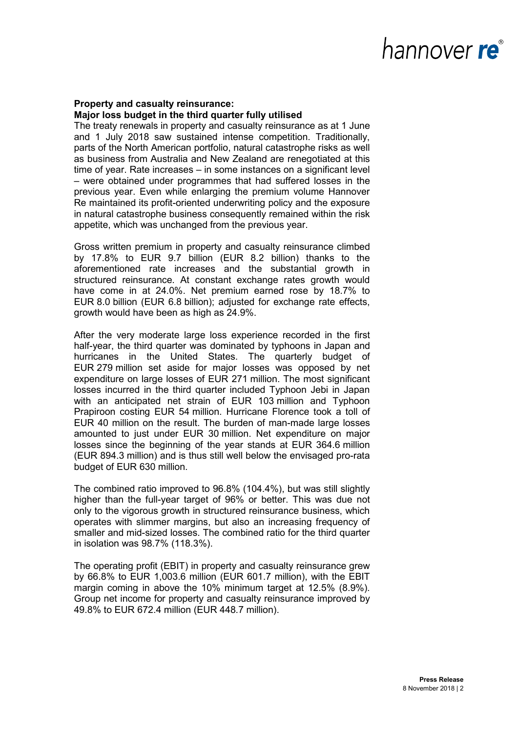**Property and casualty reinsurance:**
**Major loss budget in the third quarter fully utilised**

The treaty renewals in property and casualty reinsurance as at 1 June and 1 July 2018 saw sustained intense competition. Traditionally, parts of the North American portfolio, natural catastrophe risks as well as business from Australia and New Zealand are renegotiated at this time of year. Rate increases – in some instances on a significant level – were obtained under programmes that had suffered losses in the previous year. Even while enlarging the premium volume Hannover Re maintained its profit-oriented underwriting policy and the exposure in natural catastrophe business consequently remained within the risk appetite, which was unchanged from the previous year.

Gross written premium in property and casualty reinsurance climbed by 17.8% to EUR 9.7 billion (EUR 8.2 billion) thanks to the aforementioned rate increases and the substantial growth in structured reinsurance. At constant exchange rates growth would have come in at 24.0%. Net premium earned rose by 18.7% to EUR 8.0 billion (EUR 6.8 billion); adjusted for exchange rate effects, growth would have been as high as 24.9%.

After the very moderate large loss experience recorded in the first half-year, the third quarter was dominated by typhoons in Japan and hurricanes in the United States. The quarterly budget of EUR 279 million set aside for major losses was opposed by net expenditure on large losses of EUR 271 million. The most significant losses incurred in the third quarter included Typhoon Jebi in Japan with an anticipated net strain of EUR 103 million and Typhoon Prapiroon costing EUR 54 million. Hurricane Florence took a toll of EUR 40 million on the result. The burden of man-made large losses amounted to just under EUR 30 million. Net expenditure on major losses since the beginning of the year stands at EUR 364.6 million (EUR 894.3 million) and is thus still well below the envisaged pro-rata budget of EUR 630 million.

The combined ratio improved to 96.8% (104.4%), but was still slightly higher than the full-year target of 96% or better. This was due not only to the vigorous growth in structured reinsurance business, which operates with slimmer margins, but also an increasing frequency of smaller and mid-sized losses. The combined ratio for the third quarter in isolation was 98.7% (118.3%).

The operating profit (EBIT) in property and casualty reinsurance grew by 66.8% to EUR 1,003.6 million (EUR 601.7 million), with the EBIT margin coming in above the 10% minimum target at 12.5% (8.9%). Group net income for property and casualty reinsurance improved by 49.8% to EUR 672.4 million (EUR 448.7 million).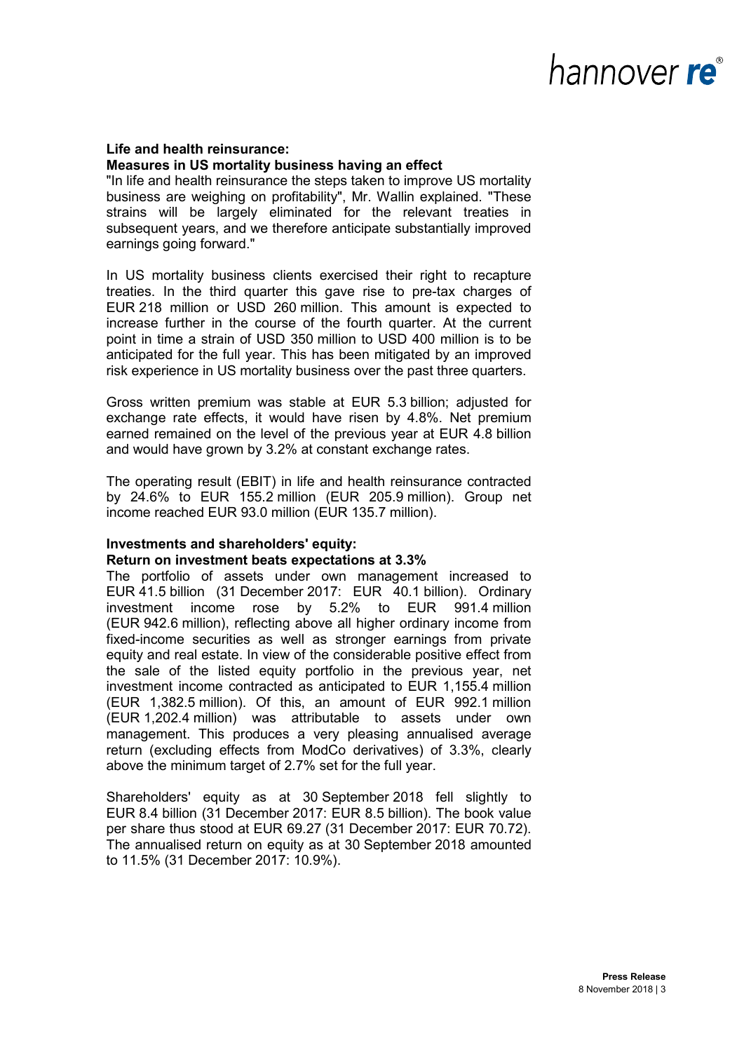**Life and health reinsurance:**
**Measures in US mortality business having an effect**

"In life and health reinsurance the steps taken to improve US mortality business are weighing on profitability", Mr. Wallin explained. "These strains will be largely eliminated for the relevant treaties in subsequent years, and we therefore anticipate substantially improved earnings going forward."

In US mortality business clients exercised their right to recapture treaties. In the third quarter this gave rise to pre-tax charges of EUR 218 million or USD 260 million. This amount is expected to increase further in the course of the fourth quarter. At the current point in time a strain of USD 350 million to USD 400 million is to be anticipated for the full year. This has been mitigated by an improved risk experience in US mortality business over the past three quarters.

Gross written premium was stable at EUR 5.3 billion; adjusted for exchange rate effects, it would have risen by 4.8%. Net premium earned remained on the level of the previous year at EUR 4.8 billion and would have grown by 3.2% at constant exchange rates.

The operating result (EBIT) in life and health reinsurance contracted by 24.6% to EUR 155.2 million (EUR 205.9 million). Group net income reached EUR 93.0 million (EUR 135.7 million).

**Investments and shareholders' equity:**
**Return on investment beats expectations at 3.3%**

The portfolio of assets under own management increased to EUR 41.5 billion (31 December 2017: EUR 40.1 billion). Ordinary investment income rose by 5.2% to EUR 991.4 million (EUR 942.6 million), reflecting above all higher ordinary income from fixed-income securities as well as stronger earnings from private equity and real estate. In view of the considerable positive effect from the sale of the listed equity portfolio in the previous year, net investment income contracted as anticipated to EUR 1,155.4 million (EUR 1,382.5 million). Of this, an amount of EUR 992.1 million (EUR 1,202.4 million) was attributable to assets under own management. This produces a very pleasing annualised average return (excluding effects from ModCo derivatives) of 3.3%, clearly above the minimum target of 2.7% set for the full year.

Shareholders' equity as at 30 September 2018 fell slightly to EUR 8.4 billion (31 December 2017: EUR 8.5 billion). The book value per share thus stood at EUR 69.27 (31 December 2017: EUR 70.72). The annualised return on equity as at 30 September 2018 amounted to 11.5% (31 December 2017: 10.9%).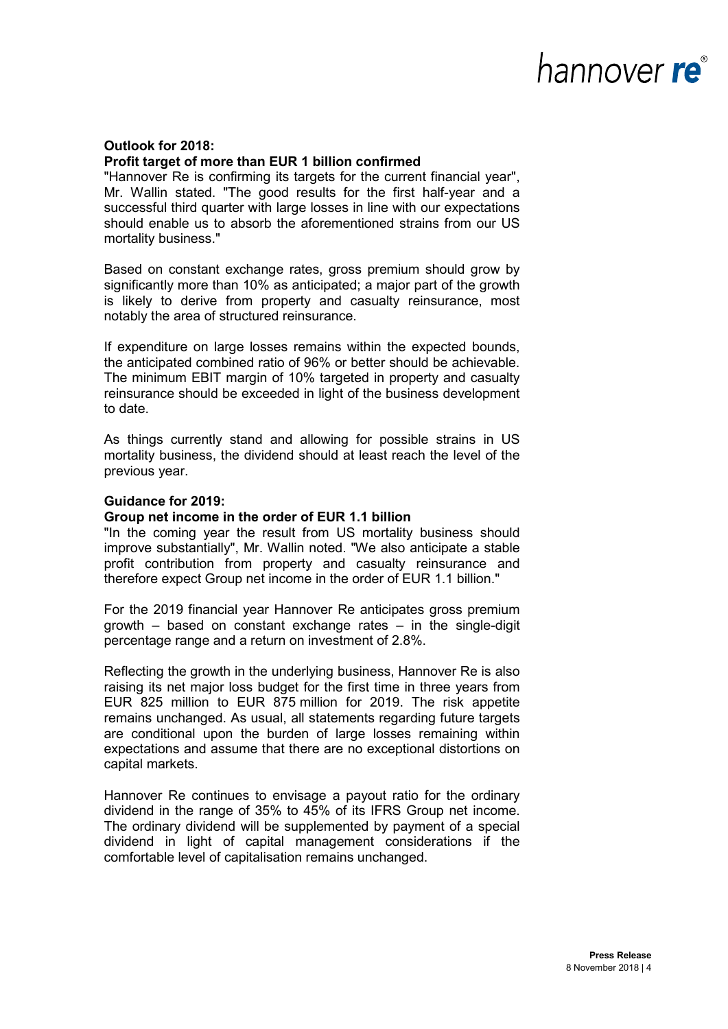**Outlook for 2018:**
**Profit target of more than EUR 1 billion confirmed**

"Hannover Re is confirming its targets for the current financial year", Mr. Wallin stated. "The good results for the first half-year and a successful third quarter with large losses in line with our expectations should enable us to absorb the aforementioned strains from our US mortality business."

Based on constant exchange rates, gross premium should grow by significantly more than 10% as anticipated; a major part of the growth is likely to derive from property and casualty reinsurance, most notably the area of structured reinsurance.

If expenditure on large losses remains within the expected bounds, the anticipated combined ratio of 96% or better should be achievable. The minimum EBIT margin of 10% targeted in property and casualty reinsurance should be exceeded in light of the business development to date.

As things currently stand and allowing for possible strains in US mortality business, the dividend should at least reach the level of the previous year.

**Guidance for 2019:**
**Group net income in the order of EUR 1.1 billion**

"In the coming year the result from US mortality business should improve substantially", Mr. Wallin noted. "We also anticipate a stable profit contribution from property and casualty reinsurance and therefore expect Group net income in the order of EUR 1.1 billion."

For the 2019 financial year Hannover Re anticipates gross premium growth – based on constant exchange rates – in the single-digit percentage range and a return on investment of 2.8%.

Reflecting the growth in the underlying business, Hannover Re is also raising its net major loss budget for the first time in three years from EUR 825 million to EUR 875 million for 2019. The risk appetite remains unchanged. As usual, all statements regarding future targets are conditional upon the burden of large losses remaining within expectations and assume that there are no exceptional distortions on capital markets.

Hannover Re continues to envisage a payout ratio for the ordinary dividend in the range of 35% to 45% of its IFRS Group net income. The ordinary dividend will be supplemented by payment of a special dividend in light of capital management considerations if the comfortable level of capitalisation remains unchanged.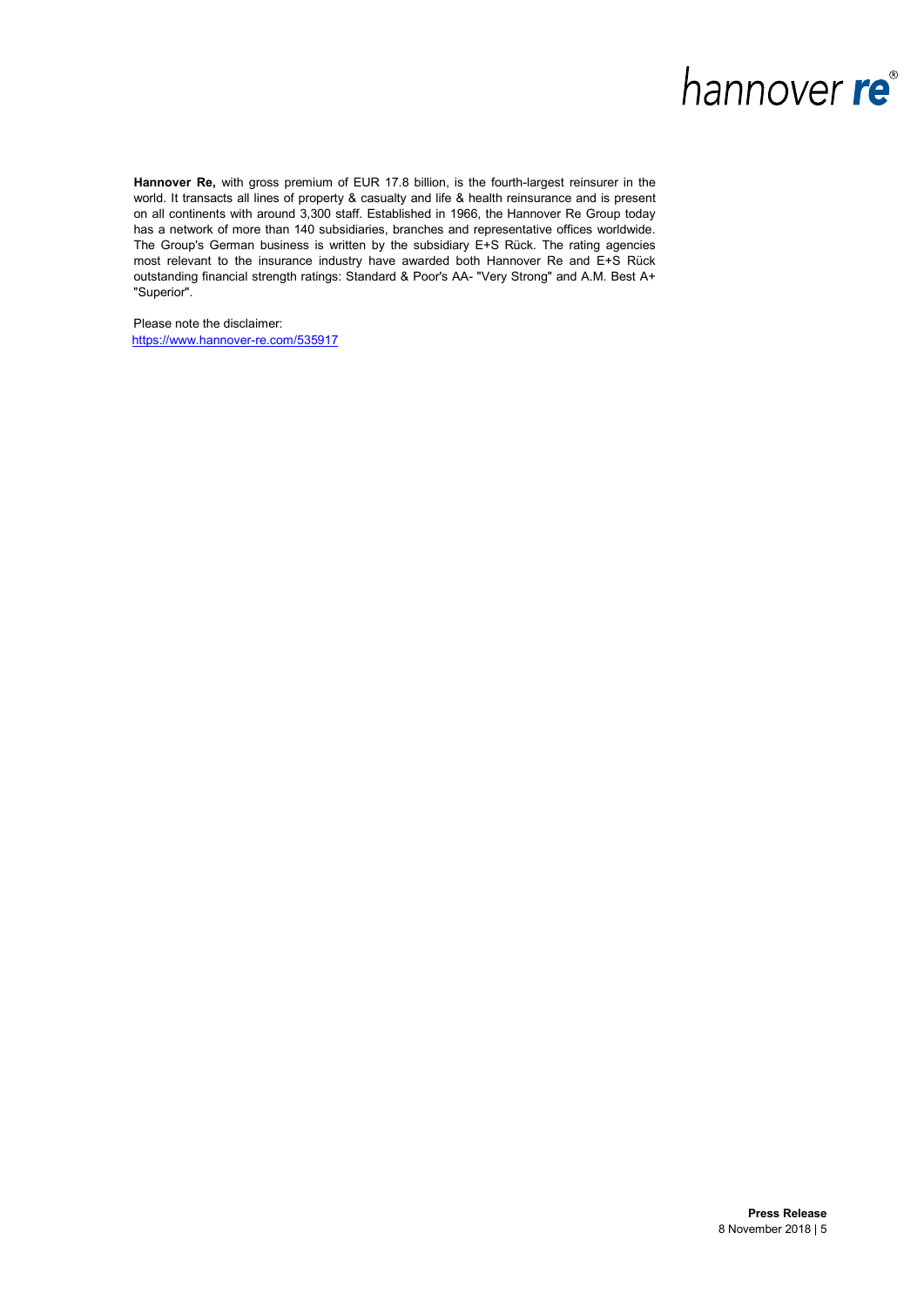**Hannover Re,** with gross premium of EUR 17.8 billion, is the fourth-largest reinsurer in the world. It transacts all lines of property & casualty and life & health reinsurance and is present on all continents with around 3,300 staff. Established in 1966, the Hannover Re Group today has a network of more than 140 subsidiaries, branches and representative offices worldwide. The Group's German business is written by the subsidiary E+S Rück. The rating agencies most relevant to the insurance industry have awarded both Hannover Re and E+S Rück outstanding financial strength ratings: Standard & Poor's AA- "Very Strong" and A.M. Best A+ "Superior".

Please note the disclaimer:
https://www.hannover-re.com/535917